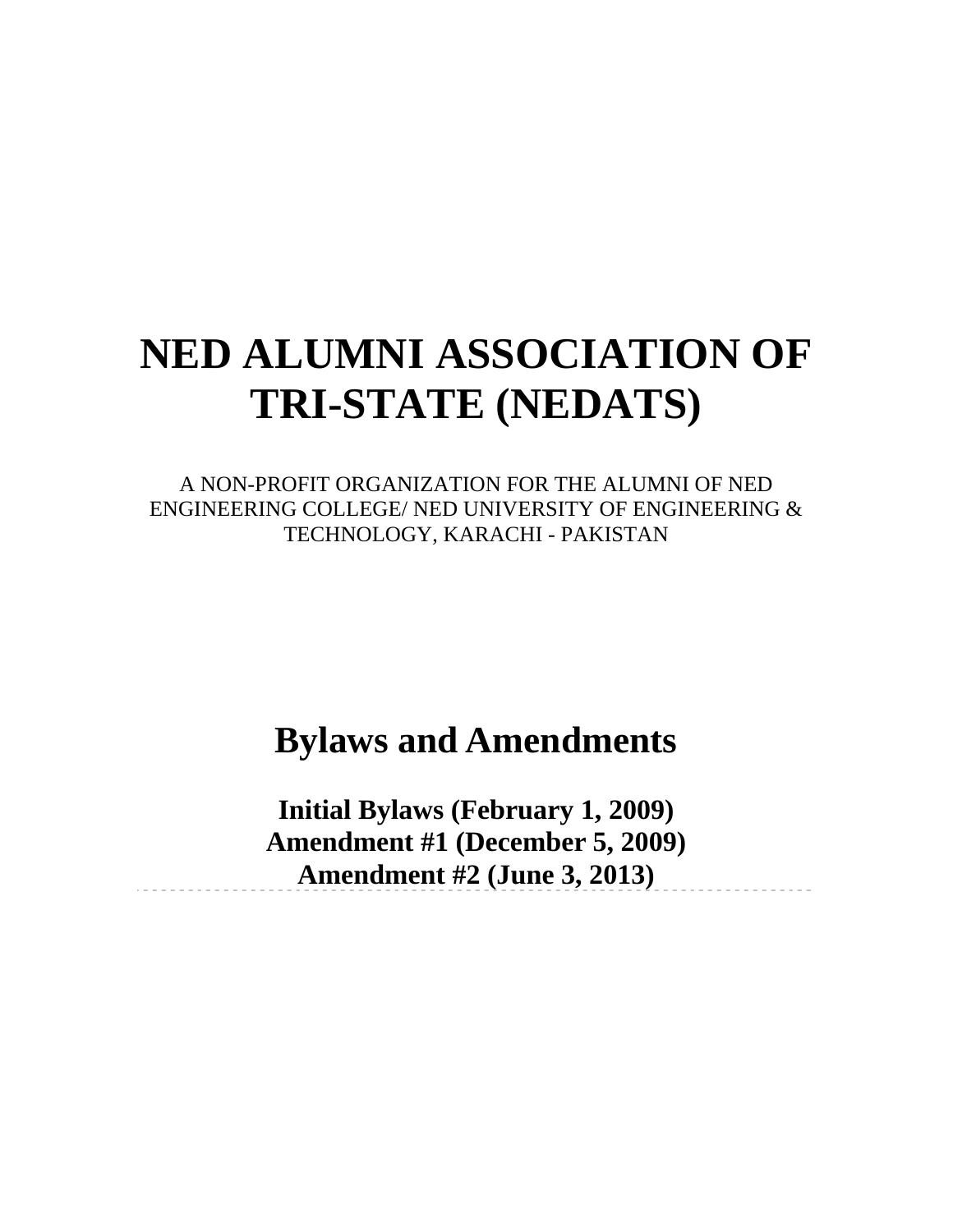# NED ALUMNI ASSOCIATION OF TRI-STATE (NEDATS)

A NON-PROFIT ORGANIZATION FOR THE ALUMNI OF NED ENGINEERING COLLEGE/ NED UNIVERSITY OF ENGINEERING & TECHNOLOGY, KARACHI - PAKISTAN

## Bylaws and Amendments

**Initial Bylaws (February 1, 2009)**
**Amendment #1 (December 5, 2009)**
**Amendment #2 (June 3, 2013)**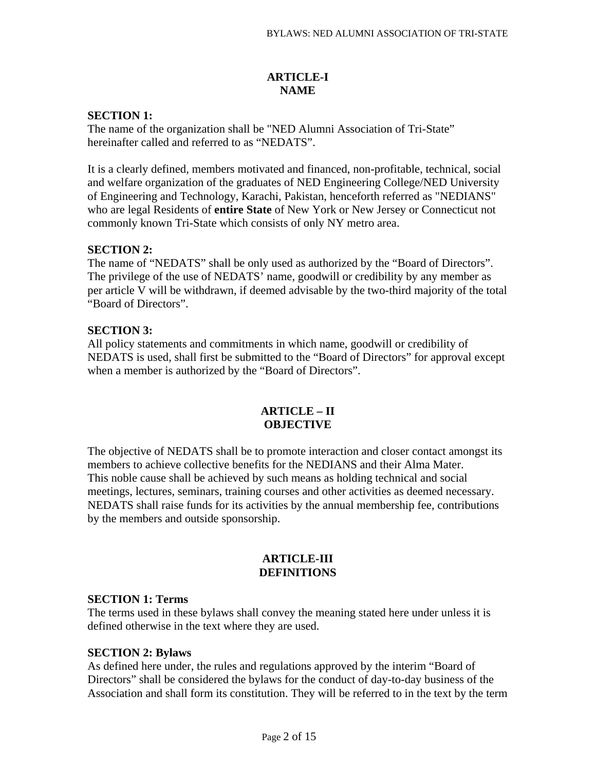## ARTICLE-I
## NAME

**SECTION 1:**
The name of the organization shall be "NED Alumni Association of Tri-State" hereinafter called and referred to as "NEDATS".

It is a clearly defined, members motivated and financed, non-profitable, technical, social and welfare organization of the graduates of NED Engineering College/NED University of Engineering and Technology, Karachi, Pakistan, henceforth referred as "NEDIANS" who are legal Residents of **entire State** of New York or New Jersey or Connecticut not commonly known Tri-State which consists of only NY metro area.

**SECTION 2:**
The name of "NEDATS" shall be only used as authorized by the "Board of Directors". The privilege of the use of NEDATS' name, goodwill or credibility by any member as per article V will be withdrawn, if deemed advisable by the two-third majority of the total "Board of Directors".

**SECTION 3:**
All policy statements and commitments in which name, goodwill or credibility of NEDATS is used, shall first be submitted to the "Board of Directors" for approval except when a member is authorized by the "Board of Directors".

## ARTICLE – II
## OBJECTIVE

The objective of NEDATS shall be to promote interaction and closer contact amongst its members to achieve collective benefits for the NEDIANS and their Alma Mater. This noble cause shall be achieved by such means as holding technical and social meetings, lectures, seminars, training courses and other activities as deemed necessary. NEDATS shall raise funds for its activities by the annual membership fee, contributions by the members and outside sponsorship.

## ARTICLE-III
## DEFINITIONS

**SECTION 1: Terms**
The terms used in these bylaws shall convey the meaning stated here under unless it is defined otherwise in the text where they are used.

**SECTION 2: Bylaws**
As defined here under, the rules and regulations approved by the interim "Board of Directors" shall be considered the bylaws for the conduct of day-to-day business of the Association and shall form its constitution. They will be referred to in the text by the term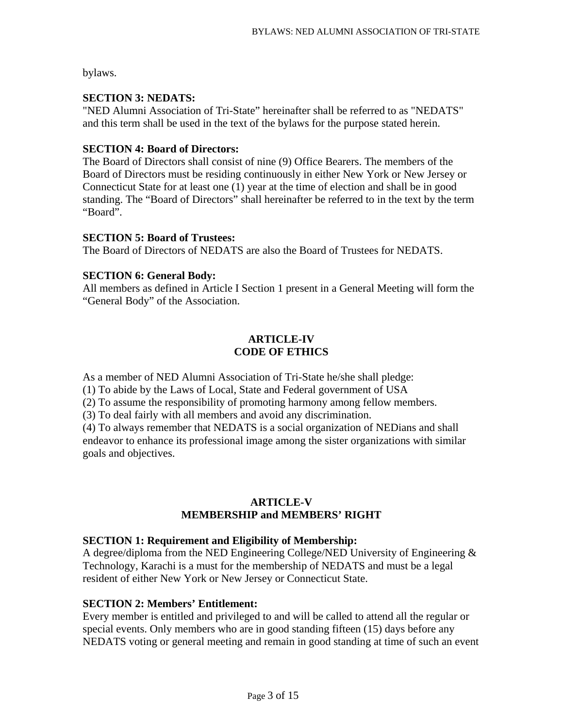bylaws.

**SECTION 3: NEDATS:**
"NED Alumni Association of Tri-State" hereinafter shall be referred to as "NEDATS" and this term shall be used in the text of the bylaws for the purpose stated herein.

**SECTION 4: Board of Directors:**
The Board of Directors shall consist of nine (9) Office Bearers. The members of the Board of Directors must be residing continuously in either New York or New Jersey or Connecticut State for at least one (1) year at the time of election and shall be in good standing. The "Board of Directors" shall hereinafter be referred to in the text by the term "Board".

**SECTION 5: Board of Trustees:**
The Board of Directors of NEDATS are also the Board of Trustees for NEDATS.

**SECTION 6: General Body:**
All members as defined in Article I Section 1 present in a General Meeting will form the "General Body" of the Association.

## ARTICLE-IV
## CODE OF ETHICS

As a member of NED Alumni Association of Tri-State he/she shall pledge:
(1) To abide by the Laws of Local, State and Federal government of USA
(2) To assume the responsibility of promoting harmony among fellow members.
(3) To deal fairly with all members and avoid any discrimination.
(4) To always remember that NEDATS is a social organization of NEDians and shall endeavor to enhance its professional image among the sister organizations with similar goals and objectives.

## ARTICLE-V
## MEMBERSHIP and MEMBERS' RIGHT

**SECTION 1: Requirement and Eligibility of Membership:**
A degree/diploma from the NED Engineering College/NED University of Engineering & Technology, Karachi is a must for the membership of NEDATS and must be a legal resident of either New York or New Jersey or Connecticut State.

**SECTION 2: Members' Entitlement:**
Every member is entitled and privileged to and will be called to attend all the regular or special events. Only members who are in good standing fifteen (15) days before any NEDATS voting or general meeting and remain in good standing at time of such an event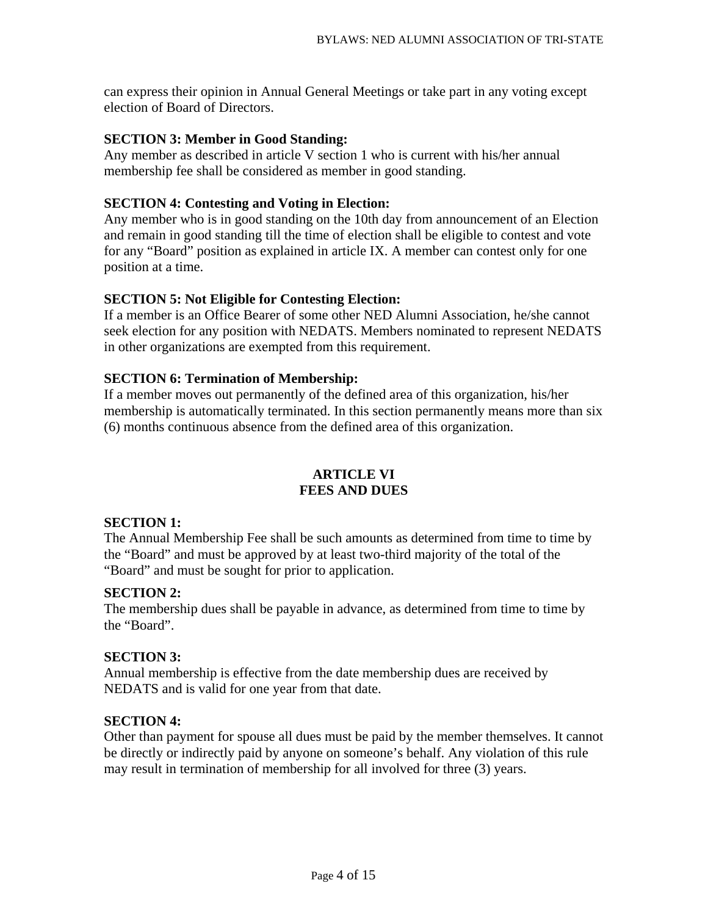can express their opinion in Annual General Meetings or take part in any voting except election of Board of Directors.

**SECTION 3: Member in Good Standing:**
Any member as described in article V section 1 who is current with his/her annual membership fee shall be considered as member in good standing.

**SECTION 4: Contesting and Voting in Election:**
Any member who is in good standing on the 10th day from announcement of an Election and remain in good standing till the time of election shall be eligible to contest and vote for any "Board" position as explained in article IX. A member can contest only for one position at a time.

**SECTION 5: Not Eligible for Contesting Election:**
If a member is an Office Bearer of some other NED Alumni Association, he/she cannot seek election for any position with NEDATS. Members nominated to represent NEDATS in other organizations are exempted from this requirement.

**SECTION 6: Termination of Membership:**
If a member moves out permanently of the defined area of this organization, his/her membership is automatically terminated. In this section permanently means more than six (6) months continuous absence from the defined area of this organization.

## ARTICLE VI
## FEES AND DUES

**SECTION 1:**
The Annual Membership Fee shall be such amounts as determined from time to time by the "Board" and must be approved by at least two-third majority of the total of the "Board" and must be sought for prior to application.

**SECTION 2:**
The membership dues shall be payable in advance, as determined from time to time by the "Board".

**SECTION 3:**
Annual membership is effective from the date membership dues are received by NEDATS and is valid for one year from that date.

**SECTION 4:**
Other than payment for spouse all dues must be paid by the member themselves. It cannot be directly or indirectly paid by anyone on someone's behalf. Any violation of this rule may result in termination of membership for all involved for three (3) years.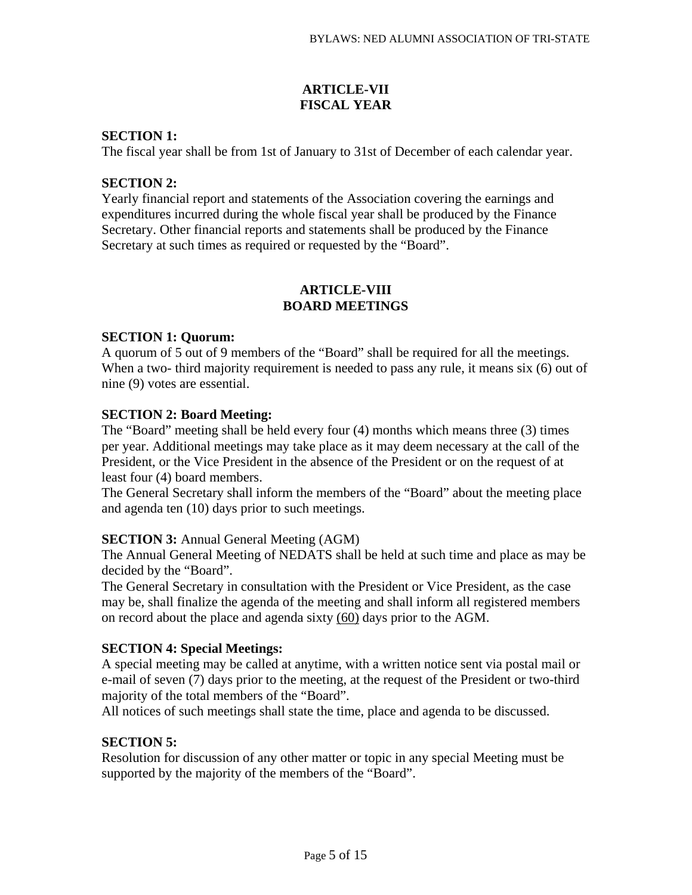## ARTICLE-VII
## FISCAL YEAR

**SECTION 1:**
The fiscal year shall be from 1st of January to 31st of December of each calendar year.

**SECTION 2:**
Yearly financial report and statements of the Association covering the earnings and expenditures incurred during the whole fiscal year shall be produced by the Finance Secretary. Other financial reports and statements shall be produced by the Finance Secretary at such times as required or requested by the "Board".

## ARTICLE-VIII
## BOARD MEETINGS

**SECTION 1: Quorum:**
A quorum of 5 out of 9 members of the "Board" shall be required for all the meetings. When a two- third majority requirement is needed to pass any rule, it means six (6) out of nine (9) votes are essential.

**SECTION 2: Board Meeting:**
The "Board" meeting shall be held every four (4) months which means three (3) times per year. Additional meetings may take place as it may deem necessary at the call of the President, or the Vice President in the absence of the President or on the request of at least four (4) board members.
The General Secretary shall inform the members of the "Board" about the meeting place and agenda ten (10) days prior to such meetings.

**SECTION 3:** Annual General Meeting (AGM)
The Annual General Meeting of NEDATS shall be held at such time and place as may be decided by the "Board".
The General Secretary in consultation with the President or Vice President, as the case may be, shall finalize the agenda of the meeting and shall inform all registered members on record about the place and agenda sixty (60) days prior to the AGM.

**SECTION 4: Special Meetings:**
A special meeting may be called at anytime, with a written notice sent via postal mail or e-mail of seven (7) days prior to the meeting, at the request of the President or two-third majority of the total members of the "Board".
All notices of such meetings shall state the time, place and agenda to be discussed.

**SECTION 5:**
Resolution for discussion of any other matter or topic in any special Meeting must be supported by the majority of the members of the "Board".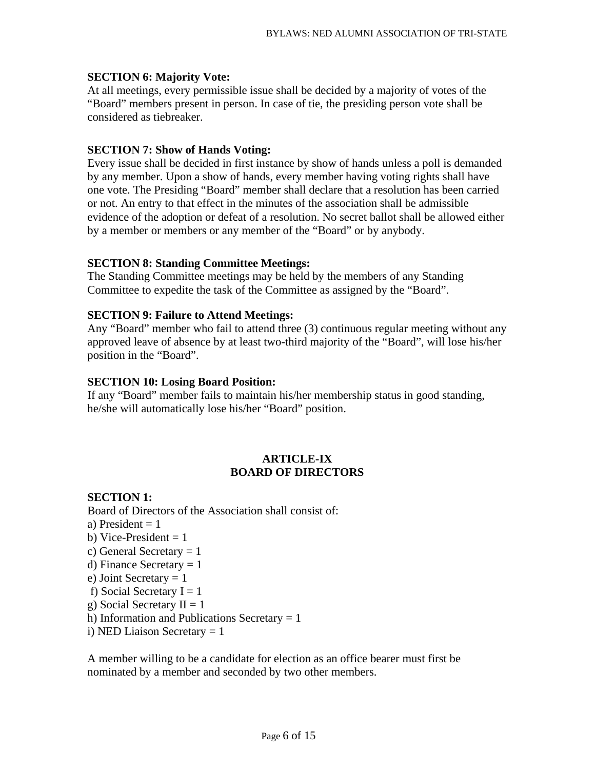**SECTION 6: Majority Vote:**
At all meetings, every permissible issue shall be decided by a majority of votes of the "Board" members present in person. In case of tie, the presiding person vote shall be considered as tiebreaker.

**SECTION 7: Show of Hands Voting:**
Every issue shall be decided in first instance by show of hands unless a poll is demanded by any member. Upon a show of hands, every member having voting rights shall have one vote. The Presiding "Board" member shall declare that a resolution has been carried or not. An entry to that effect in the minutes of the association shall be admissible evidence of the adoption or defeat of a resolution. No secret ballot shall be allowed either by a member or members or any member of the "Board" or by anybody.

**SECTION 8: Standing Committee Meetings:**
The Standing Committee meetings may be held by the members of any Standing Committee to expedite the task of the Committee as assigned by the "Board".

**SECTION 9: Failure to Attend Meetings:**
Any "Board" member who fail to attend three (3) continuous regular meeting without any approved leave of absence by at least two-third majority of the "Board", will lose his/her position in the "Board".

**SECTION 10: Losing Board Position:**
If any "Board" member fails to maintain his/her membership status in good standing, he/she will automatically lose his/her "Board" position.

## ARTICLE-IX
## BOARD OF DIRECTORS

**SECTION 1:**
Board of Directors of the Association shall consist of:
a) President = 1
b) Vice-President = 1
c) General Secretary = 1
d) Finance Secretary = 1
e) Joint Secretary = 1
f) Social Secretary I = 1
g) Social Secretary II = 1
h) Information and Publications Secretary = 1
i) NED Liaison Secretary = 1

A member willing to be a candidate for election as an office bearer must first be nominated by a member and seconded by two other members.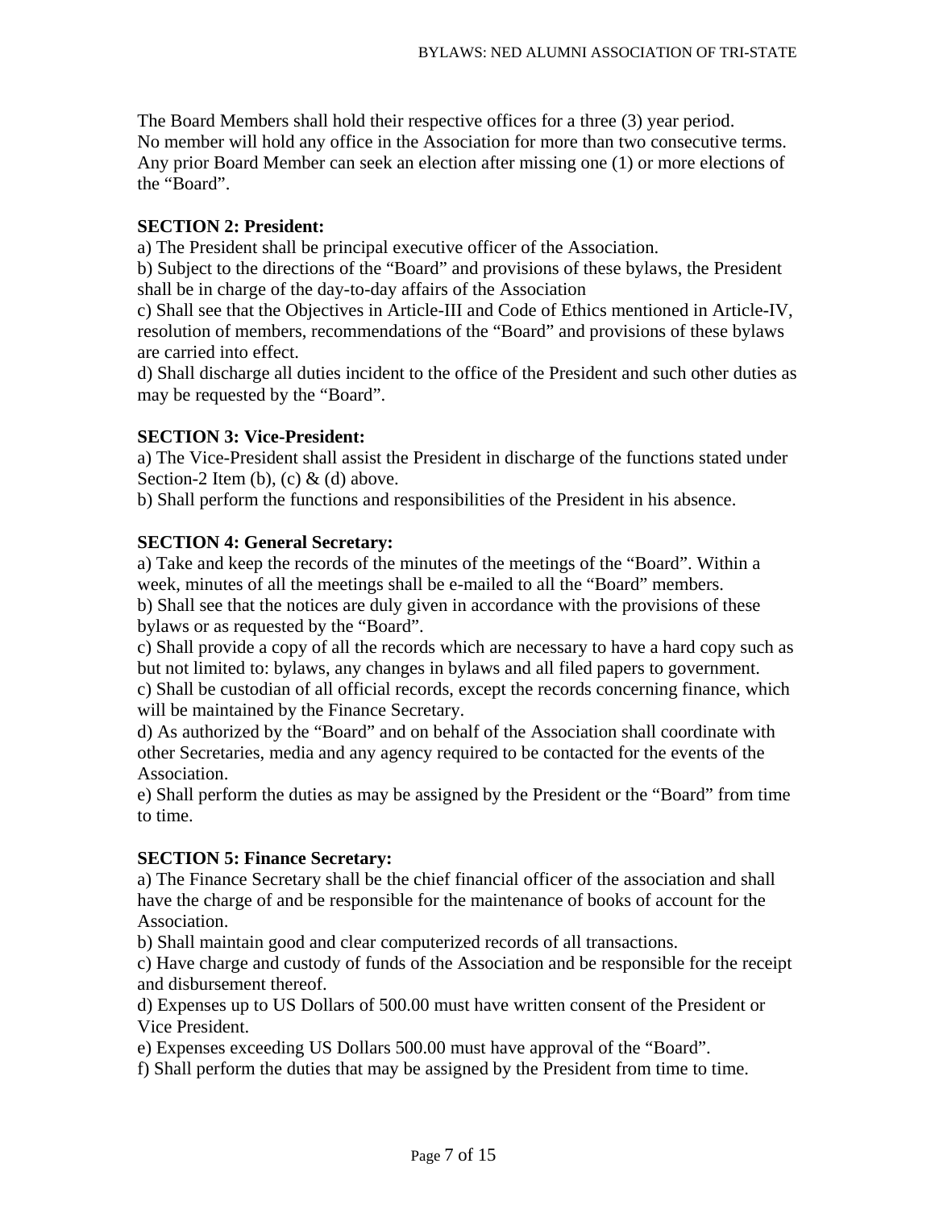The Board Members shall hold their respective offices for a three (3) year period. No member will hold any office in the Association for more than two consecutive terms. Any prior Board Member can seek an election after missing one (1) or more elections of the “Board”.

**SECTION 2: President:**

a) The President shall be principal executive officer of the Association.
b) Subject to the directions of the “Board” and provisions of these bylaws, the President shall be in charge of the day-to-day affairs of the Association
c) Shall see that the Objectives in Article-III and Code of Ethics mentioned in Article-IV, resolution of members, recommendations of the “Board” and provisions of these bylaws are carried into effect.
d) Shall discharge all duties incident to the office of the President and such other duties as may be requested by the “Board”.

**SECTION 3: Vice-President:**

a) The Vice-President shall assist the President in discharge of the functions stated under Section-2 Item (b), (c) & (d) above.
b) Shall perform the functions and responsibilities of the President in his absence.

**SECTION 4: General Secretary:**

a) Take and keep the records of the minutes of the meetings of the “Board”. Within a week, minutes of all the meetings shall be e-mailed to all the “Board” members.
b) Shall see that the notices are duly given in accordance with the provisions of these bylaws or as requested by the “Board”.
c) Shall provide a copy of all the records which are necessary to have a hard copy such as but not limited to: bylaws, any changes in bylaws and all filed papers to government.
c) Shall be custodian of all official records, except the records concerning finance, which will be maintained by the Finance Secretary.
d) As authorized by the “Board” and on behalf of the Association shall coordinate with other Secretaries, media and any agency required to be contacted for the events of the Association.
e) Shall perform the duties as may be assigned by the President or the “Board” from time to time.

**SECTION 5: Finance Secretary:**

a) The Finance Secretary shall be the chief financial officer of the association and shall have the charge of and be responsible for the maintenance of books of account for the Association.
b) Shall maintain good and clear computerized records of all transactions.
c) Have charge and custody of funds of the Association and be responsible for the receipt and disbursement thereof.
d) Expenses up to US Dollars of 500.00 must have written consent of the President or Vice President.
e) Expenses exceeding US Dollars 500.00 must have approval of the “Board”.
f) Shall perform the duties that may be assigned by the President from time to time.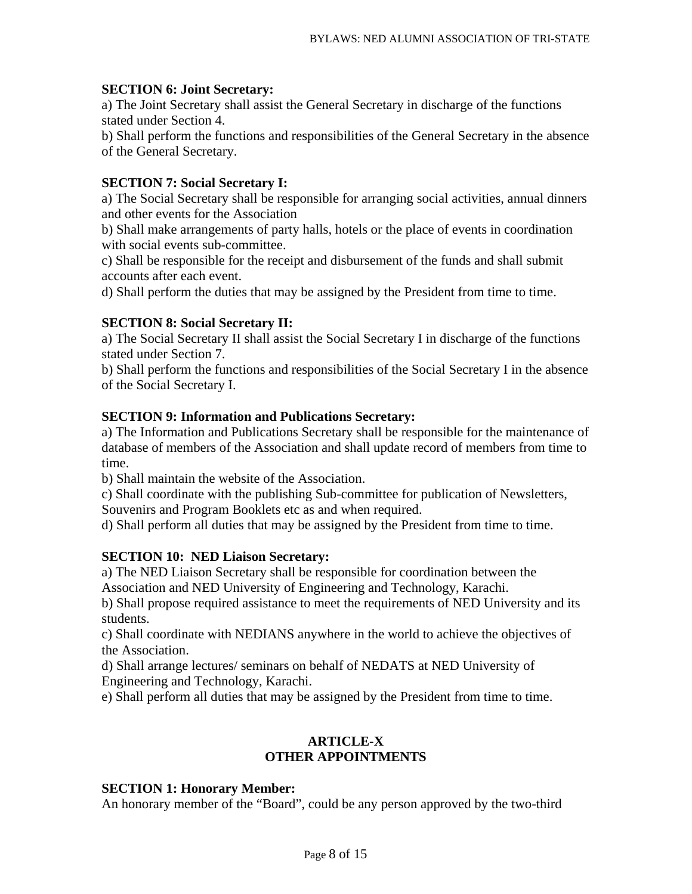**SECTION 6: Joint Secretary:**

a) The Joint Secretary shall assist the General Secretary in discharge of the functions stated under Section 4.

b) Shall perform the functions and responsibilities of the General Secretary in the absence of the General Secretary.

**SECTION 7: Social Secretary I:**

a) The Social Secretary shall be responsible for arranging social activities, annual dinners and other events for the Association

b) Shall make arrangements of party halls, hotels or the place of events in coordination with social events sub-committee.

c) Shall be responsible for the receipt and disbursement of the funds and shall submit accounts after each event.

d) Shall perform the duties that may be assigned by the President from time to time.

**SECTION 8: Social Secretary II:**

a) The Social Secretary II shall assist the Social Secretary I in discharge of the functions stated under Section 7.

b) Shall perform the functions and responsibilities of the Social Secretary I in the absence of the Social Secretary I.

**SECTION 9: Information and Publications Secretary:**

a) The Information and Publications Secretary shall be responsible for the maintenance of database of members of the Association and shall update record of members from time to time.

b) Shall maintain the website of the Association.

c) Shall coordinate with the publishing Sub-committee for publication of Newsletters, Souvenirs and Program Booklets etc as and when required.

d) Shall perform all duties that may be assigned by the President from time to time.

**SECTION 10: NED Liaison Secretary:**

a) The NED Liaison Secretary shall be responsible for coordination between the Association and NED University of Engineering and Technology, Karachi.

b) Shall propose required assistance to meet the requirements of NED University and its students.

c) Shall coordinate with NEDIANS anywhere in the world to achieve the objectives of the Association.

d) Shall arrange lectures/ seminars on behalf of NEDATS at NED University of Engineering and Technology, Karachi.

e) Shall perform all duties that may be assigned by the President from time to time.

## ARTICLE-X
## OTHER APPOINTMENTS

**SECTION 1: Honorary Member:**

An honorary member of the "Board", could be any person approved by the two-third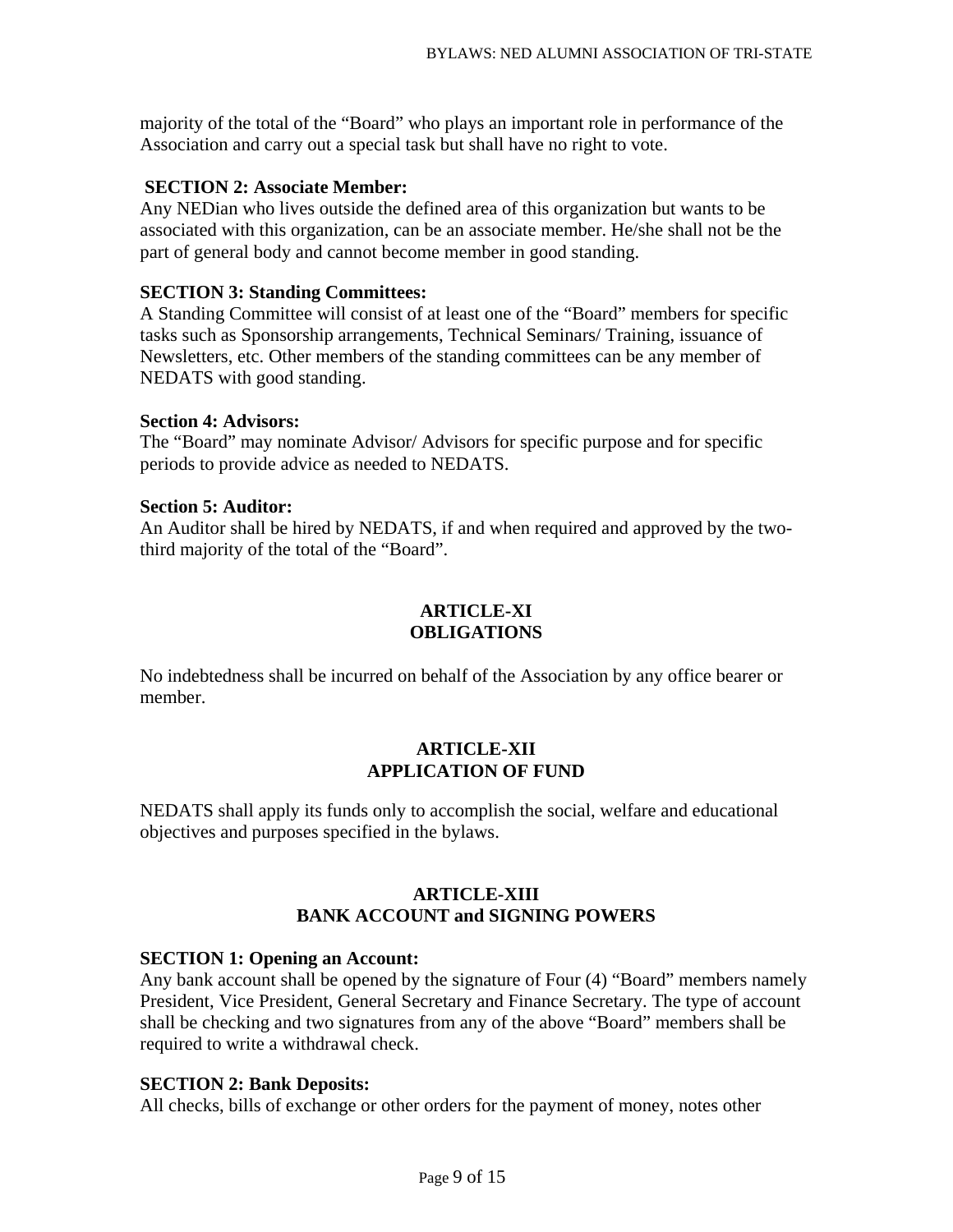majority of the total of the "Board" who plays an important role in performance of the Association and carry out a special task but shall have no right to vote.

**SECTION 2: Associate Member:**
Any NEDian who lives outside the defined area of this organization but wants to be associated with this organization, can be an associate member. He/she shall not be the part of general body and cannot become member in good standing.

**SECTION 3: Standing Committees:**
A Standing Committee will consist of at least one of the "Board" members for specific tasks such as Sponsorship arrangements, Technical Seminars/ Training, issuance of Newsletters, etc. Other members of the standing committees can be any member of NEDATS with good standing.

**Section 4: Advisors:**
The "Board" may nominate Advisor/ Advisors for specific purpose and for specific periods to provide advice as needed to NEDATS.

**Section 5: Auditor:**
An Auditor shall be hired by NEDATS, if and when required and approved by the two-third majority of the total of the "Board".

## ARTICLE-XI
## OBLIGATIONS

No indebtedness shall be incurred on behalf of the Association by any office bearer or member.

## ARTICLE-XII
## APPLICATION OF FUND

NEDATS shall apply its funds only to accomplish the social, welfare and educational objectives and purposes specified in the bylaws.

## ARTICLE-XIII
## BANK ACCOUNT and SIGNING POWERS

**SECTION 1: Opening an Account:**
Any bank account shall be opened by the signature of Four (4) "Board" members namely President, Vice President, General Secretary and Finance Secretary. The type of account shall be checking and two signatures from any of the above "Board" members shall be required to write a withdrawal check.

**SECTION 2: Bank Deposits:**
All checks, bills of exchange or other orders for the payment of money, notes other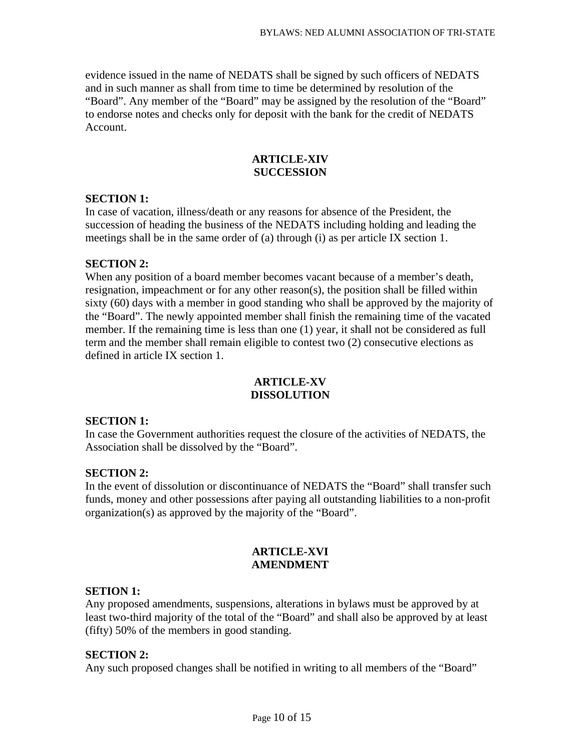evidence issued in the name of NEDATS shall be signed by such officers of NEDATS and in such manner as shall from time to time be determined by resolution of the "Board". Any member of the "Board" may be assigned by the resolution of the "Board" to endorse notes and checks only for deposit with the bank for the credit of NEDATS Account.

## ARTICLE-XIV
## SUCCESSION

**SECTION 1:**
In case of vacation, illness/death or any reasons for absence of the President, the succession of heading the business of the NEDATS including holding and leading the meetings shall be in the same order of (a) through (i) as per article IX section 1.

**SECTION 2:**
When any position of a board member becomes vacant because of a member's death, resignation, impeachment or for any other reason(s), the position shall be filled within sixty (60) days with a member in good standing who shall be approved by the majority of the "Board". The newly appointed member shall finish the remaining time of the vacated member. If the remaining time is less than one (1) year, it shall not be considered as full term and the member shall remain eligible to contest two (2) consecutive elections as defined in article IX section 1.

## ARTICLE-XV
## DISSOLUTION

**SECTION 1:**
In case the Government authorities request the closure of the activities of NEDATS, the Association shall be dissolved by the "Board".

**SECTION 2:**
In the event of dissolution or discontinuance of NEDATS the "Board" shall transfer such funds, money and other possessions after paying all outstanding liabilities to a non-profit organization(s) as approved by the majority of the "Board".

## ARTICLE-XVI
## AMENDMENT

**SETION 1:**
Any proposed amendments, suspensions, alterations in bylaws must be approved by at least two-third majority of the total of the "Board" and shall also be approved by at least (fifty) 50% of the members in good standing.

**SECTION 2:**
Any such proposed changes shall be notified in writing to all members of the "Board"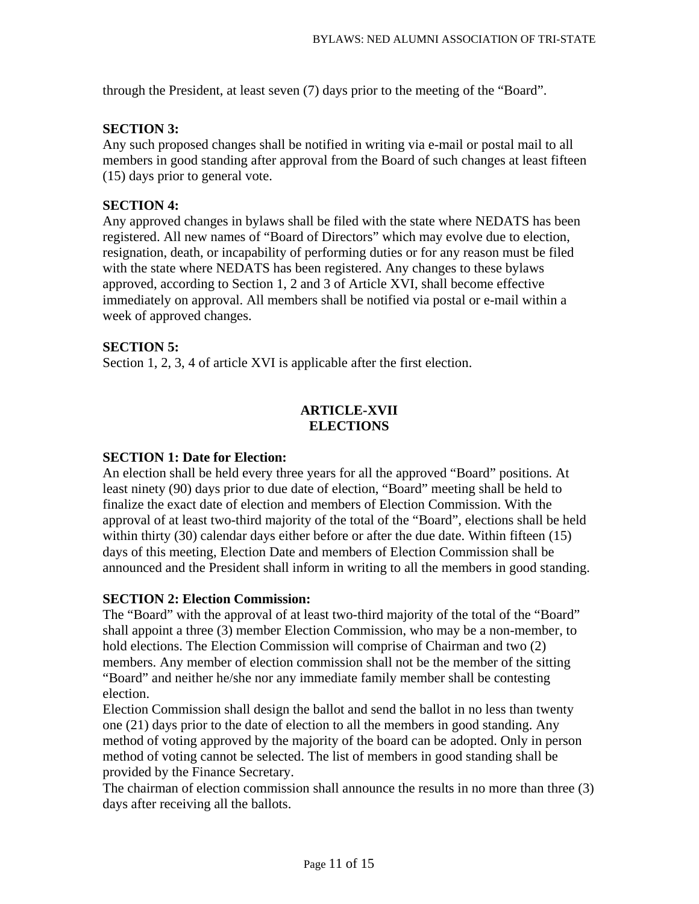through the President, at least seven (7) days prior to the meeting of the “Board”.

**SECTION 3:**
Any such proposed changes shall be notified in writing via e-mail or postal mail to all members in good standing after approval from the Board of such changes at least fifteen (15) days prior to general vote.

**SECTION 4:**
Any approved changes in bylaws shall be filed with the state where NEDATS has been registered. All new names of “Board of Directors” which may evolve due to election, resignation, death, or incapability of performing duties or for any reason must be filed with the state where NEDATS has been registered. Any changes to these bylaws approved, according to Section 1, 2 and 3 of Article XVI, shall become effective immediately on approval. All members shall be notified via postal or e-mail within a week of approved changes.

**SECTION 5:**
Section 1, 2, 3, 4 of article XVI is applicable after the first election.

## ARTICLE-XVII
## ELECTIONS

**SECTION 1: Date for Election:**
An election shall be held every three years for all the approved “Board” positions. At least ninety (90) days prior to due date of election, “Board” meeting shall be held to finalize the exact date of election and members of Election Commission. With the approval of at least two-third majority of the total of the “Board”, elections shall be held within thirty (30) calendar days either before or after the due date. Within fifteen (15) days of this meeting, Election Date and members of Election Commission shall be announced and the President shall inform in writing to all the members in good standing.

**SECTION 2: Election Commission:**
The “Board” with the approval of at least two-third majority of the total of the “Board” shall appoint a three (3) member Election Commission, who may be a non-member, to hold elections. The Election Commission will comprise of Chairman and two (2) members. Any member of election commission shall not be the member of the sitting “Board” and neither he/she nor any immediate family member shall be contesting election.
Election Commission shall design the ballot and send the ballot in no less than twenty one (21) days prior to the date of election to all the members in good standing. Any method of voting approved by the majority of the board can be adopted. Only in person method of voting cannot be selected. The list of members in good standing shall be provided by the Finance Secretary.
The chairman of election commission shall announce the results in no more than three (3) days after receiving all the ballots.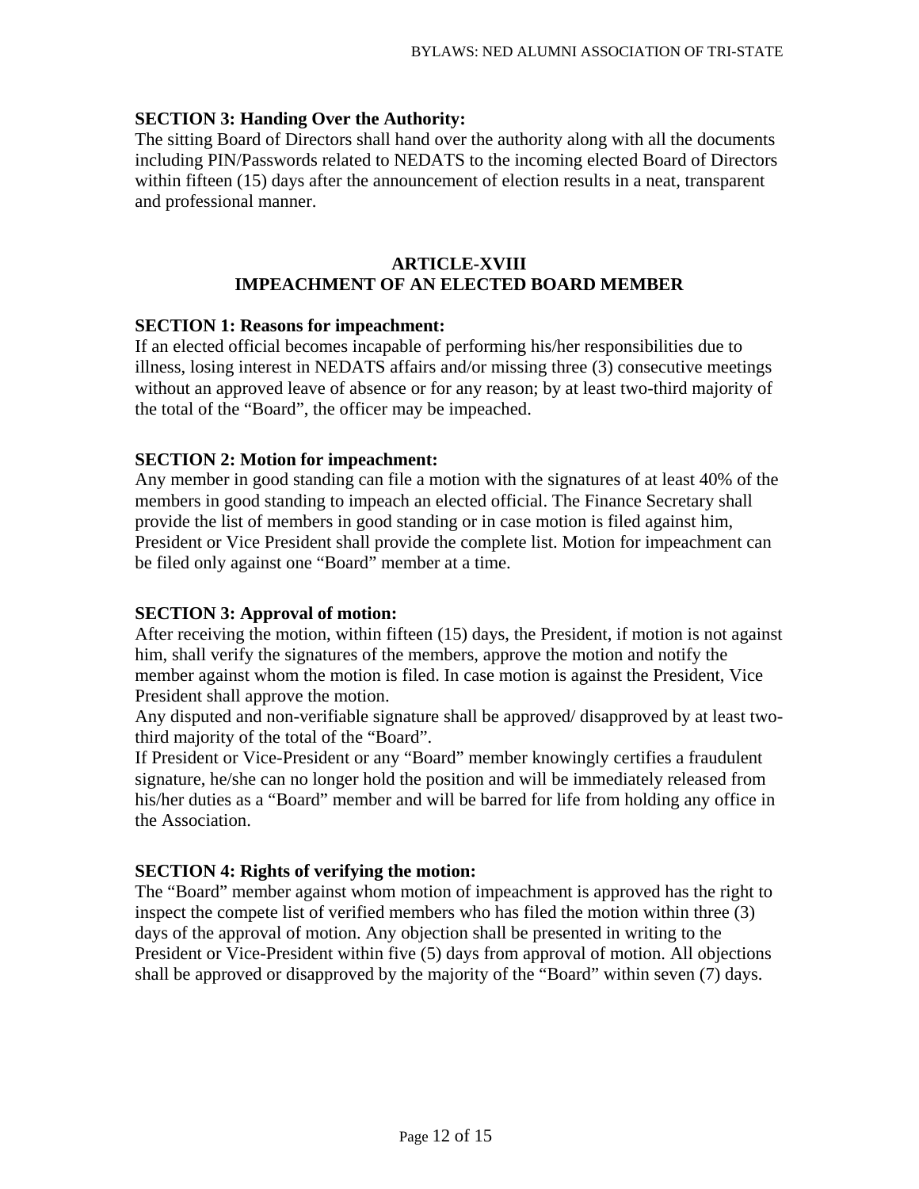**SECTION 3: Handing Over the Authority:**
The sitting Board of Directors shall hand over the authority along with all the documents including PIN/Passwords related to NEDATS to the incoming elected Board of Directors within fifteen (15) days after the announcement of election results in a neat, transparent and professional manner.

## ARTICLE-XVIII
## IMPEACHMENT OF AN ELECTED BOARD MEMBER

**SECTION 1: Reasons for impeachment:**
If an elected official becomes incapable of performing his/her responsibilities due to illness, losing interest in NEDATS affairs and/or missing three (3) consecutive meetings without an approved leave of absence or for any reason; by at least two-third majority of the total of the "Board", the officer may be impeached.

**SECTION 2: Motion for impeachment:**
Any member in good standing can file a motion with the signatures of at least 40% of the members in good standing to impeach an elected official. The Finance Secretary shall provide the list of members in good standing or in case motion is filed against him, President or Vice President shall provide the complete list. Motion for impeachment can be filed only against one "Board" member at a time.

**SECTION 3: Approval of motion:**
After receiving the motion, within fifteen (15) days, the President, if motion is not against him, shall verify the signatures of the members, approve the motion and notify the member against whom the motion is filed. In case motion is against the President, Vice President shall approve the motion.
Any disputed and non-verifiable signature shall be approved/ disapproved by at least two-third majority of the total of the "Board".
If President or Vice-President or any "Board" member knowingly certifies a fraudulent signature, he/she can no longer hold the position and will be immediately released from his/her duties as a "Board" member and will be barred for life from holding any office in the Association.

**SECTION 4: Rights of verifying the motion:**
The "Board" member against whom motion of impeachment is approved has the right to inspect the compete list of verified members who has filed the motion within three (3) days of the approval of motion. Any objection shall be presented in writing to the President or Vice-President within five (5) days from approval of motion. All objections shall be approved or disapproved by the majority of the "Board" within seven (7) days.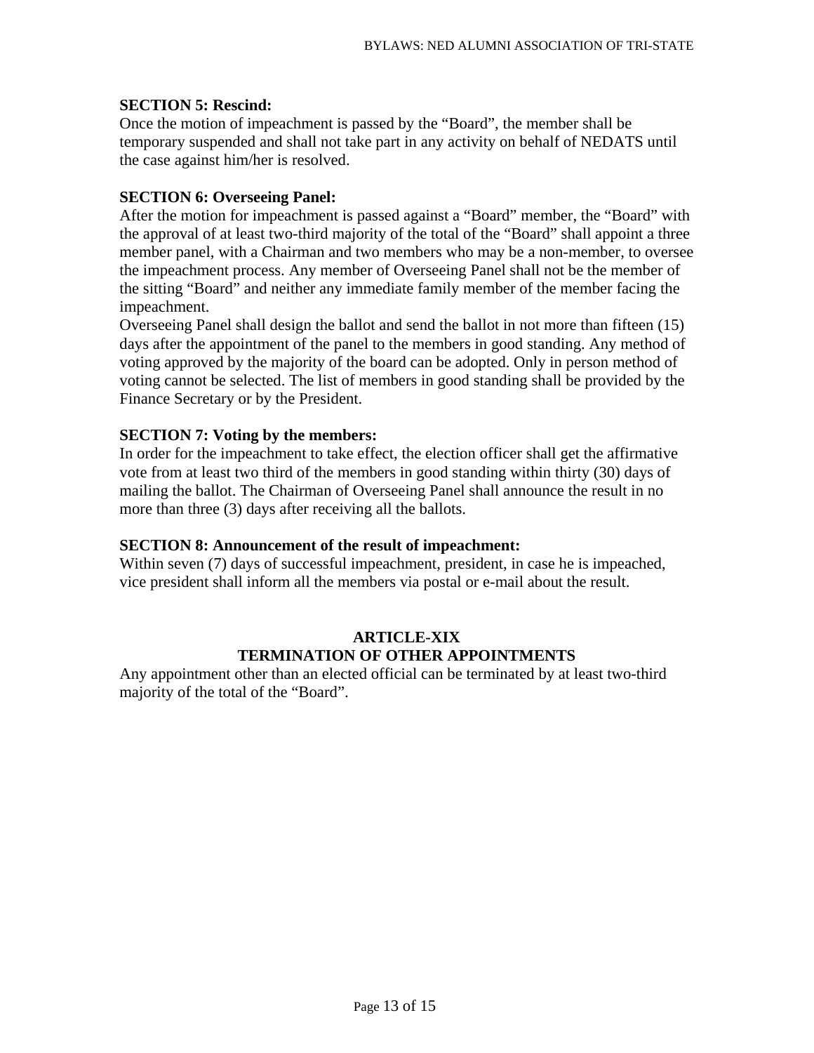**SECTION 5: Rescind:**
Once the motion of impeachment is passed by the “Board”, the member shall be temporary suspended and shall not take part in any activity on behalf of NEDATS until the case against him/her is resolved.

**SECTION 6: Overseeing Panel:**
After the motion for impeachment is passed against a “Board” member, the “Board” with the approval of at least two-third majority of the total of the “Board” shall appoint a three member panel, with a Chairman and two members who may be a non-member, to oversee the impeachment process. Any member of Overseeing Panel shall not be the member of the sitting “Board” and neither any immediate family member of the member facing the impeachment.
Overseeing Panel shall design the ballot and send the ballot in not more than fifteen (15) days after the appointment of the panel to the members in good standing. Any method of voting approved by the majority of the board can be adopted. Only in person method of voting cannot be selected. The list of members in good standing shall be provided by the Finance Secretary or by the President.

**SECTION 7: Voting by the members:**
In order for the impeachment to take effect, the election officer shall get the affirmative vote from at least two third of the members in good standing within thirty (30) days of mailing the ballot. The Chairman of Overseeing Panel shall announce the result in no more than three (3) days after receiving all the ballots.

**SECTION 8: Announcement of the result of impeachment:**
Within seven (7) days of successful impeachment, president, in case he is impeached, vice president shall inform all the members via postal or e-mail about the result.

## ARTICLE-XIX
## TERMINATION OF OTHER APPOINTMENTS

Any appointment other than an elected official can be terminated by at least two-third majority of the total of the “Board”.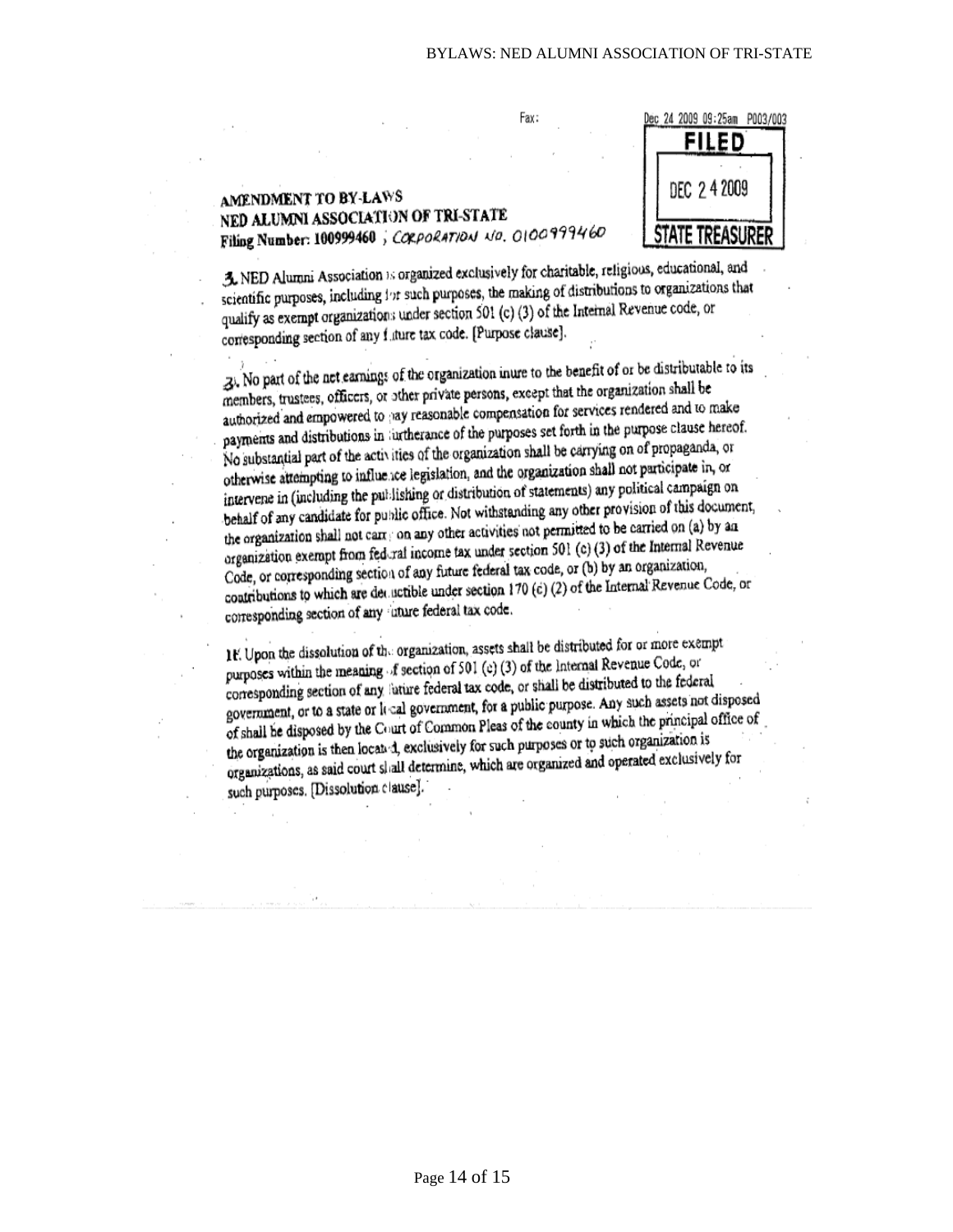Fax:

Dec 24 2009 09:25am P003/003

**FILED**

DEC 24 2009

**STATE TREASURER**

**AMENDMENT TO BY-LAWS**
**NED ALUMNI ASSOCIATION OF TRI-STATE**
**Filing Number: 100999460** , CORPORATION NO. 0100999460

3. NED Alumni Association is organized exclusively for charitable, religious, educational, and scientific purposes, including for such purposes, the making of distributions to organizations that qualify as exempt organizations under section 501 (c) (3) of the Internal Revenue code, or corresponding section of any future tax code. [Purpose clause].

3. No part of the net earnings of the organization inure to the benefit of or be distributable to its members, trustees, officers, or other private persons, except that the organization shall be authorized and empowered to pay reasonable compensation for services rendered and to make payments and distributions in furtherance of the purposes set forth in the purpose clause hereof. No substantial part of the activities of the organization shall be carrying on of propaganda, or otherwise attempting to influence legislation, and the organization shall not participate in, or intervene in (including the publishing or distribution of statements) any political campaign on behalf of any candidate for public office. Not withstanding any other provision of this document, the organization shall not carry on any other activities not permitted to be carried on (a) by an organization exempt from federal income tax under section 501 (c) (3) of the Internal Revenue Code, or corresponding section of any future federal tax code, or (b) by an organization, contributions to which are deductible under section 170 (c) (2) of the Internal Revenue Code, or corresponding section of any future federal tax code.

11. Upon the dissolution of the organization, assets shall be distributed for or more exempt purposes within the meaning of section of 501 (c) (3) of the Internal Revenue Code, or corresponding section of any future federal tax code, or shall be distributed to the federal government, or to a state or local government, for a public purpose. Any such assets not disposed of shall be disposed by the Court of Common Pleas of the county in which the principal office of the organization is then located, exclusively for such purposes or to such organization is organizations, as said court shall determine, which are organized and operated exclusively for such purposes. [Dissolution clause].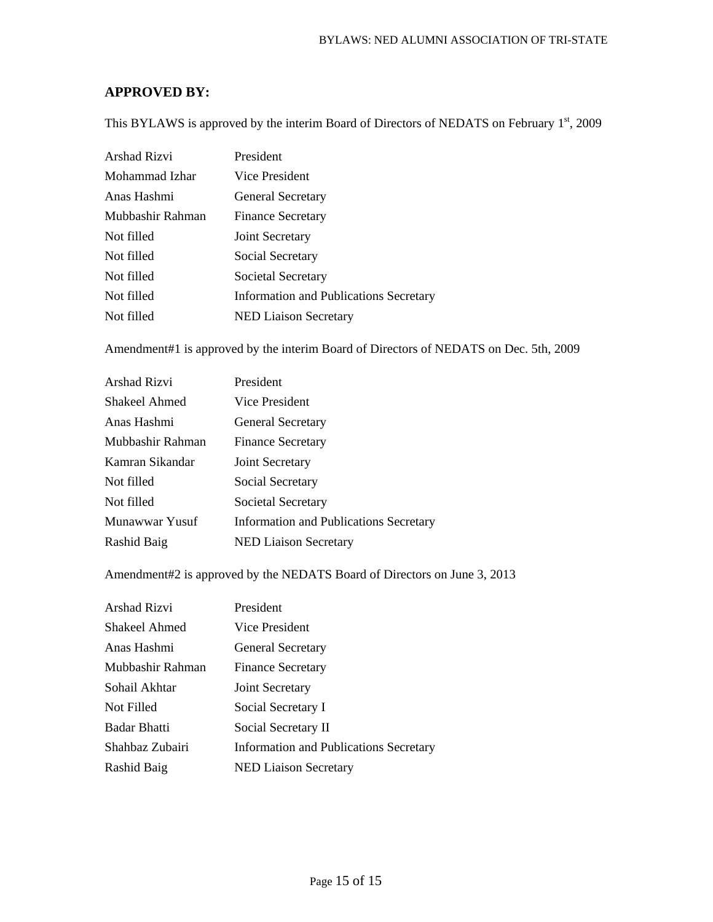## APPROVED BY:

This BYLAWS is approved by the interim Board of Directors of NEDATS on February 1st, 2009

| | |
|---|---|
| Arshad Rizvi | President |
| Mohammad Izhar | Vice President |
| Anas Hashmi | General Secretary |
| Mubbashir Rahman | Finance Secretary |
| Not filled | Joint Secretary |
| Not filled | Social Secretary |
| Not filled | Societal Secretary |
| Not filled | Information and Publications Secretary |
| Not filled | NED Liaison Secretary |

Amendment#1 is approved by the interim Board of Directors of NEDATS on Dec. 5th, 2009

| | |
|---|---|
| Arshad Rizvi | President |
| Shakeel Ahmed | Vice President |
| Anas Hashmi | General Secretary |
| Mubbashir Rahman | Finance Secretary |
| Kamran Sikandar | Joint Secretary |
| Not filled | Social Secretary |
| Not filled | Societal Secretary |
| Munawwar Yusuf | Information and Publications Secretary |
| Rashid Baig | NED Liaison Secretary |

Amendment#2 is approved by the NEDATS Board of Directors on June 3, 2013

| | |
|---|---|
| Arshad Rizvi | President |
| Shakeel Ahmed | Vice President |
| Anas Hashmi | General Secretary |
| Mubbashir Rahman | Finance Secretary |
| Sohail Akhtar | Joint Secretary |
| Not Filled | Social Secretary I |
| Badar Bhatti | Social Secretary II |
| Shahbaz Zubairi | Information and Publications Secretary |
| Rashid Baig | NED Liaison Secretary |